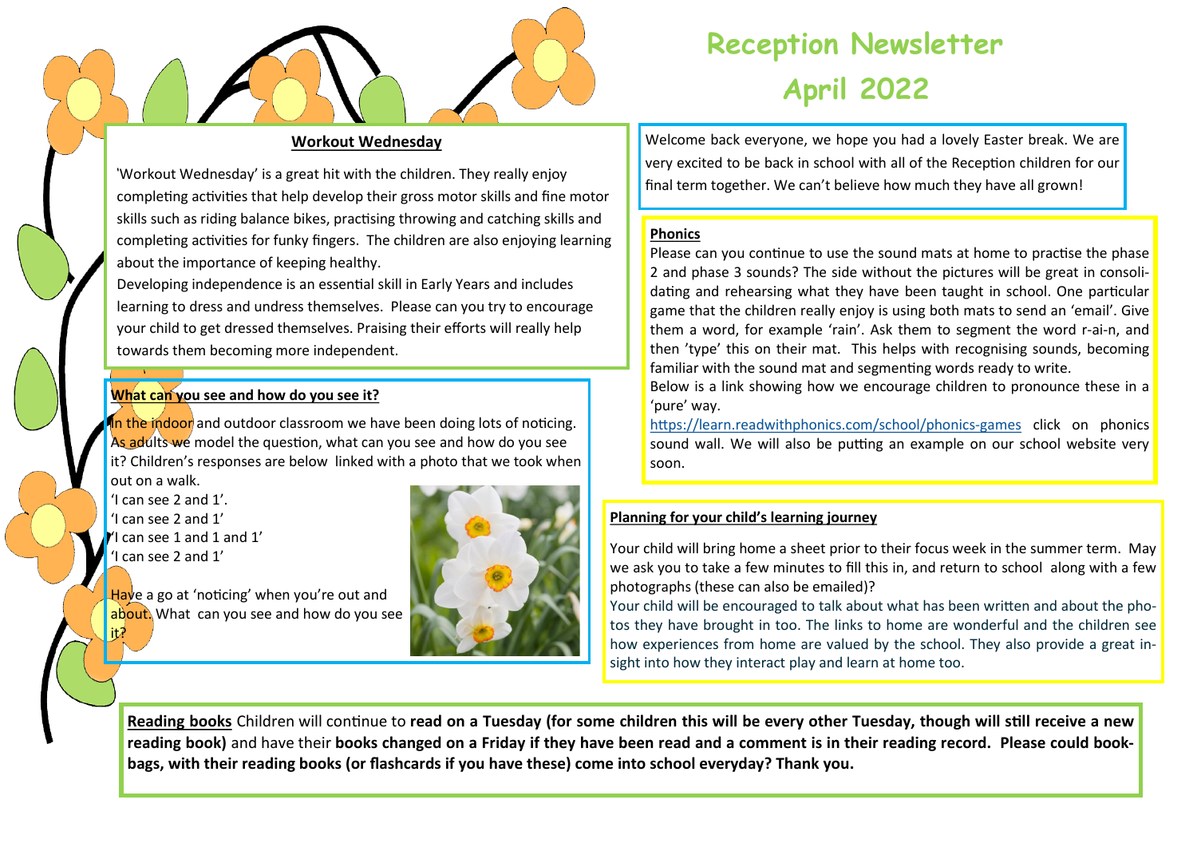# Reception Newsletter
# April 2022

Welcome back everyone, we hope you had a lovely Easter break. We are very excited to be back in school with all of the Reception children for our final term together. We can't believe how much they have all grown!

### Workout Wednesday

'Workout Wednesday' is a great hit with the children. They really enjoy completing activities that help develop their gross motor skills and fine motor skills such as riding balance bikes, practising throwing and catching skills and completing activities for funky fingers. The children are also enjoying learning about the importance of keeping healthy.

Developing independence is an essential skill in Early Years and includes learning to dress and undress themselves. Please can you try to encourage your child to get dressed themselves. Praising their efforts will really help towards them becoming more independent.

### Phonics

Please can you continue to use the sound mats at home to practise the phase 2 and phase 3 sounds? The side without the pictures will be great in consolidating and rehearsing what they have been taught in school. One particular game that the children really enjoy is using both mats to send an 'email'. Give them a word, for example 'rain'. Ask them to segment the word r-ai-n, and then 'type' this on their mat. This helps with recognising sounds, becoming familiar with the sound mat and segmenting words ready to write.

Below is a link showing how we encourage children to pronounce these in a 'pure' way.

https://learn.readwithphonics.com/school/phonics-games click on phonics sound wall. We will also be putting an example on our school website very soon.

### What can you see and how do you see it?

In the indoor and outdoor classroom we have been doing lots of noticing. As adults we model the question, what can you see and how do you see it? Children's responses are below linked with a photo that we took when out on a walk.

'I can see 2 and 1'.
'I can see 2 and 1'
'I can see 1 and 1 and 1'
'I can see 2 and 1'

Have a go at 'noticing' when you're out and about. What can you see and how do you see it?

### Planning for your child's learning journey

Your child will bring home a sheet prior to their focus week in the summer term. May we ask you to take a few minutes to fill this in, and return to school along with a few photographs (these can also be emailed)?

Your child will be encouraged to talk about what has been written and about the photos they have brought in too. The links to home are wonderful and the children see how experiences from home are valued by the school. They also provide a great insight into how they interact play and learn at home too.

**Reading books** Children will continue to **read on a Tuesday (for some children this will be every other Tuesday, though will still receive a new reading book)** and have their **books changed on a Friday if they have been read and a comment is in their reading record. Please could bookbags, with their reading books (or flashcards if you have these) come into school everyday? Thank you.**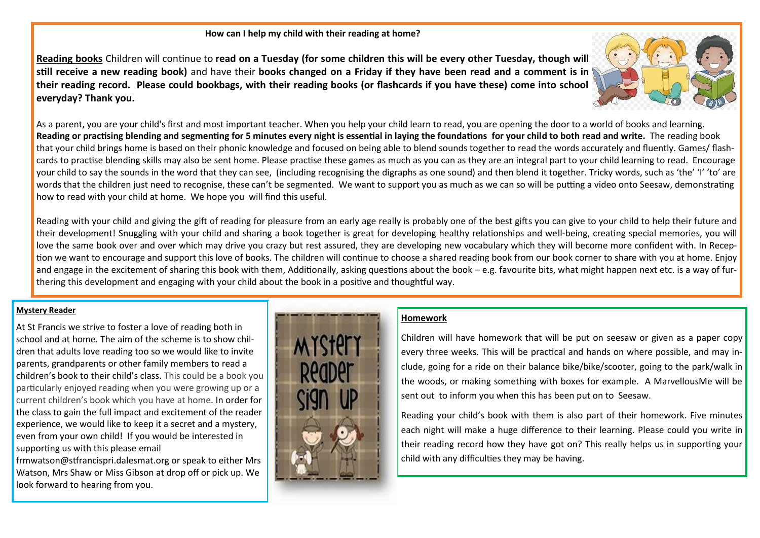**How can I help my child with their reading at home?**

**Reading books** Children will continue to **read on a Tuesday (for some children this will be every other Tuesday, though will still receive a new reading book)** and have their **books changed on a Friday if they have been read and a comment is in their reading record. Please could bookbags, with their reading books (or flashcards if you have these) come into school everyday? Thank you.**

As a parent, you are your child's first and most important teacher. When you help your child learn to read, you are opening the door to a world of books and learning. **Reading or practising blending and segmenting for 5 minutes every night is essential in laying the foundations for your child to both read and write.** The reading book that your child brings home is based on their phonic knowledge and focused on being able to blend sounds together to read the words accurately and fluently. Games/ flash-cards to practise blending skills may also be sent home. Please practise these games as much as you can as they are an integral part to your child learning to read. Encourage your child to say the sounds in the word that they can see, (including recognising the digraphs as one sound) and then blend it together. Tricky words, such as 'the' 'I' 'to' are words that the children just need to recognise, these can't be segmented. We want to support you as much as we can so will be putting a video onto Seesaw, demonstrating how to read with your child at home. We hope you will find this useful.

Reading with your child and giving the gift of reading for pleasure from an early age really is probably one of the best gifts you can give to your child to help their future and their development! Snuggling with your child and sharing a book together is great for developing healthy relationships and well-being, creating special memories, you will love the same book over and over which may drive you crazy but rest assured, they are developing new vocabulary which they will become more confident with. In Reception we want to encourage and support this love of books. The children will continue to choose a shared reading book from our book corner to share with you at home. Enjoy and engage in the excitement of sharing this book with them, Additionally, asking questions about the book – e.g. favourite bits, what might happen next etc. is a way of furthering this development and engaging with your child about the book in a positive and thoughtful way.

**Mystery Reader**

At St Francis we strive to foster a love of reading both in school and at home. The aim of the scheme is to show children that adults love reading too so we would like to invite parents, grandparents or other family members to read a children's book to their child's class. This could be a book you particularly enjoyed reading when you were growing up or a current children's book which you have at home. In order for the class to gain the full impact and excitement of the reader experience, we would like to keep it a secret and a mystery, even from your own child! If you would be interested in supporting us with this please email frmwatson@stfrancispri.dalesmat.org or speak to either Mrs Watson, Mrs Shaw or Miss Gibson at drop off or pick up. We look forward to hearing from you.

**Homework**

Children will have homework that will be put on seesaw or given as a paper copy every three weeks. This will be practical and hands on where possible, and may include, going for a ride on their balance bike/bike/scooter, going to the park/walk in the woods, or making something with boxes for example. A MarvellousMe will be sent out to inform you when this has been put on to Seesaw.

Reading your child's book with them is also part of their homework. Five minutes each night will make a huge difference to their learning. Please could you write in their reading record how they have got on? This really helps us in supporting your child with any difficulties they may be having.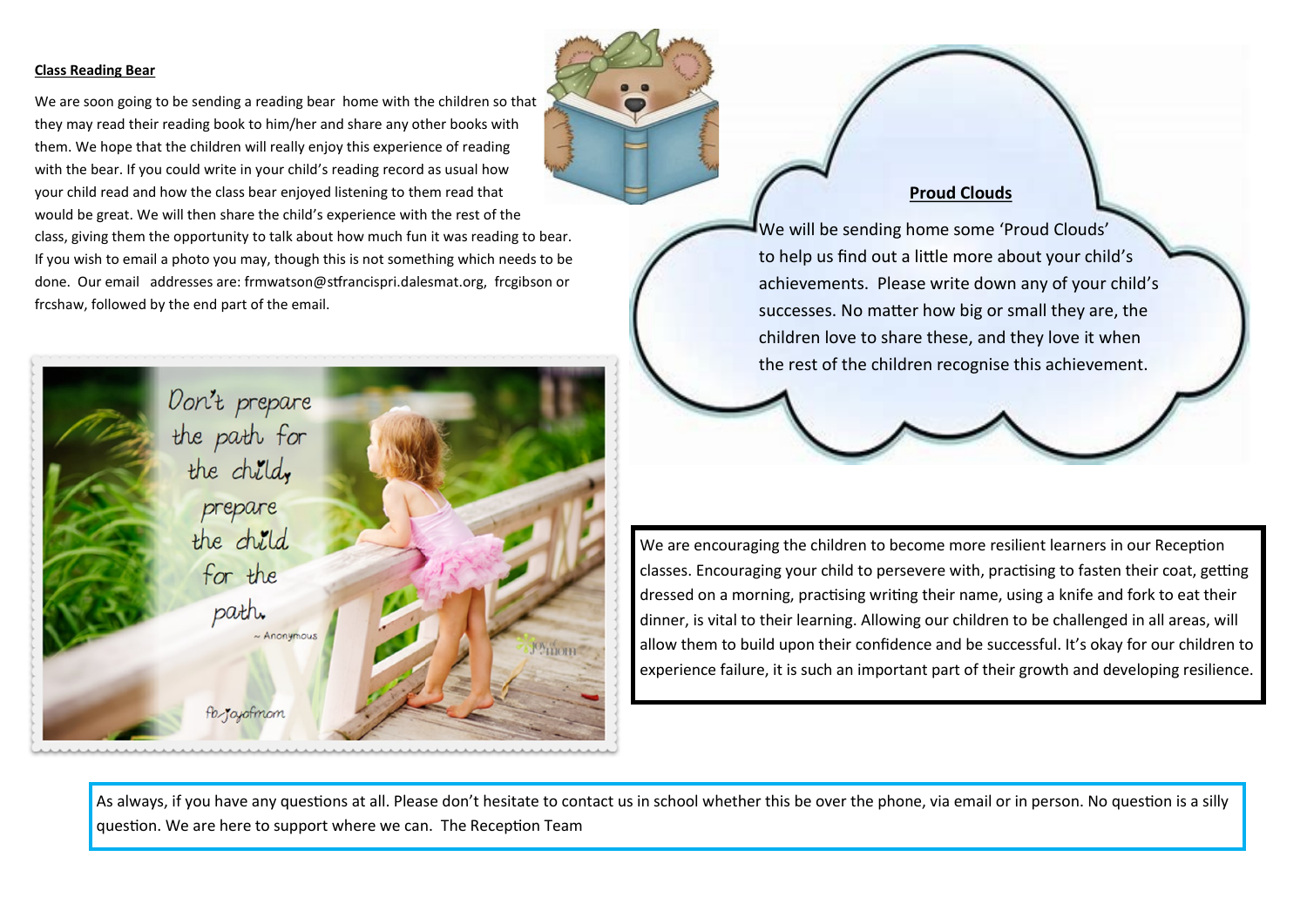**Class Reading Bear**

We are soon going to be sending a reading bear home with the children so that they may read their reading book to him/her and share any other books with them. We hope that the children will really enjoy this experience of reading with the bear. If you could write in your child's reading record as usual how your child read and how the class bear enjoyed listening to them read that would be great. We will then share the child's experience with the rest of the class, giving them the opportunity to talk about how much fun it was reading to bear. If you wish to email a photo you may, though this is not something which needs to be done. Our email addresses are: frmwatson@stfrancispri.dalesmat.org, frcgibson or frcshaw, followed by the end part of the email.

**Proud Clouds**

We will be sending home some 'Proud Clouds' to help us find out a little more about your child's achievements. Please write down any of your child's successes. No matter how big or small they are, the children love to share these, and they love it when the rest of the children recognise this achievement.

We are encouraging the children to become more resilient learners in our Reception classes. Encouraging your child to persevere with, practising to fasten their coat, getting dressed on a morning, practising writing their name, using a knife and fork to eat their dinner, is vital to their learning. Allowing our children to be challenged in all areas, will allow them to build upon their confidence and be successful. It's okay for our children to experience failure, it is such an important part of their growth and developing resilience.

As always, if you have any questions at all. Please don't hesitate to contact us in school whether this be over the phone, via email or in person. No question is a silly question. We are here to support where we can. The Reception Team